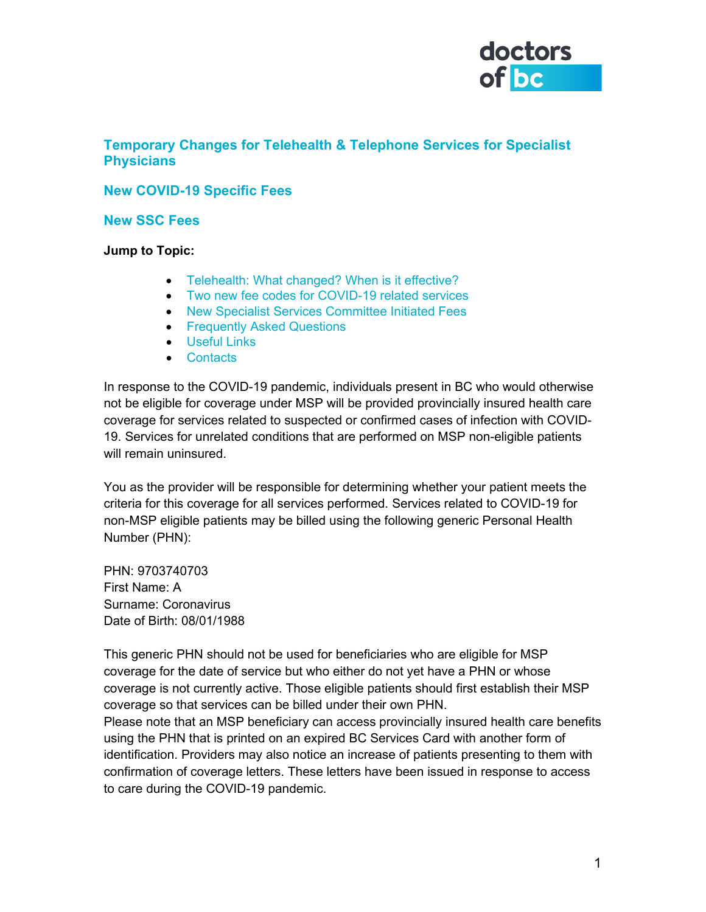# Temporary Changes for Telehealth & Telephone Services for Specialist Physicians

## New COVID-19 Specific Fees

## New SSC Fees

**Jump to Topic:**

- Telehealth: What changed? When is it effective?
- Two new fee codes for COVID-19 related services
- New Specialist Services Committee Initiated Fees
- Frequently Asked Questions
- Useful Links
- Contacts

In response to the COVID-19 pandemic, individuals present in BC who would otherwise not be eligible for coverage under MSP will be provided provincially insured health care coverage for services related to suspected or confirmed cases of infection with COVID-19. Services for unrelated conditions that are performed on MSP non-eligible patients will remain uninsured.

You as the provider will be responsible for determining whether your patient meets the criteria for this coverage for all services performed. Services related to COVID-19 for non-MSP eligible patients may be billed using the following generic Personal Health Number (PHN):

PHN: 9703740703
First Name: A
Surname: Coronavirus
Date of Birth: 08/01/1988

This generic PHN should not be used for beneficiaries who are eligible for MSP coverage for the date of service but who either do not yet have a PHN or whose coverage is not currently active. Those eligible patients should first establish their MSP coverage so that services can be billed under their own PHN.
Please note that an MSP beneficiary can access provincially insured health care benefits using the PHN that is printed on an expired BC Services Card with another form of identification. Providers may also notice an increase of patients presenting to them with confirmation of coverage letters. These letters have been issued in response to access to care during the COVID-19 pandemic.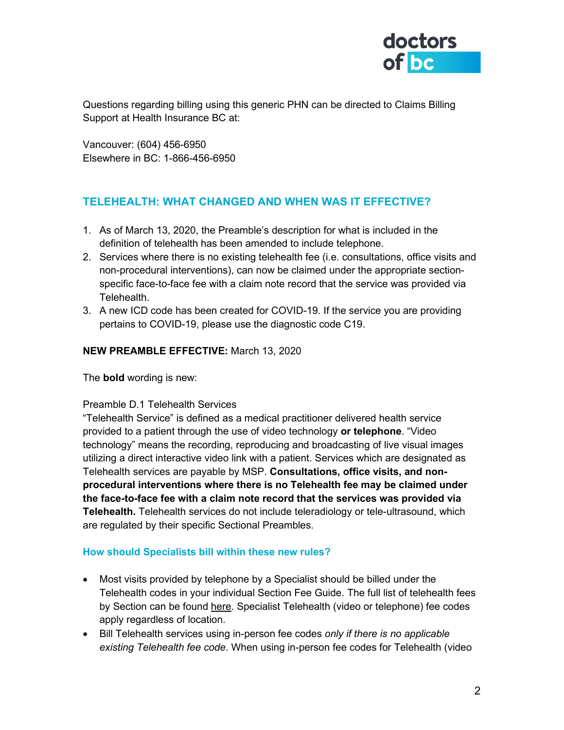Questions regarding billing using this generic PHN can be directed to Claims Billing Support at Health Insurance BC at:

Vancouver: (604) 456-6950
Elsewhere in BC: 1-866-456-6950

## TELEHEALTH: WHAT CHANGED AND WHEN WAS IT EFFECTIVE?

1. As of March 13, 2020, the Preamble's description for what is included in the definition of telehealth has been amended to include telephone.
2. Services where there is no existing telehealth fee (i.e. consultations, office visits and non-procedural interventions), can now be claimed under the appropriate section-specific face-to-face fee with a claim note record that the service was provided via Telehealth.
3. A new ICD code has been created for COVID-19. If the service you are providing pertains to COVID-19, please use the diagnostic code C19.

**NEW PREAMBLE EFFECTIVE:** March 13, 2020

The **bold** wording is new:

Preamble D.1 Telehealth Services
"Telehealth Service" is defined as a medical practitioner delivered health service provided to a patient through the use of video technology **or telephone**. "Video technology" means the recording, reproducing and broadcasting of live visual images utilizing a direct interactive video link with a patient. Services which are designated as Telehealth services are payable by MSP. **Consultations, office visits, and non-procedural interventions where there is no Telehealth fee may be claimed under the face-to-face fee with a claim note record that the services was provided via Telehealth.** Telehealth services do not include teleradiology or tele-ultrasound, which are regulated by their specific Sectional Preambles.

### How should Specialists bill within these new rules?

- Most visits provided by telephone by a Specialist should be billed under the Telehealth codes in your individual Section Fee Guide. The full list of telehealth fees by Section can be found here. Specialist Telehealth (video or telephone) fee codes apply regardless of location.
- Bill Telehealth services using in-person fee codes *only if there is no applicable existing Telehealth fee code*. When using in-person fee codes for Telehealth (video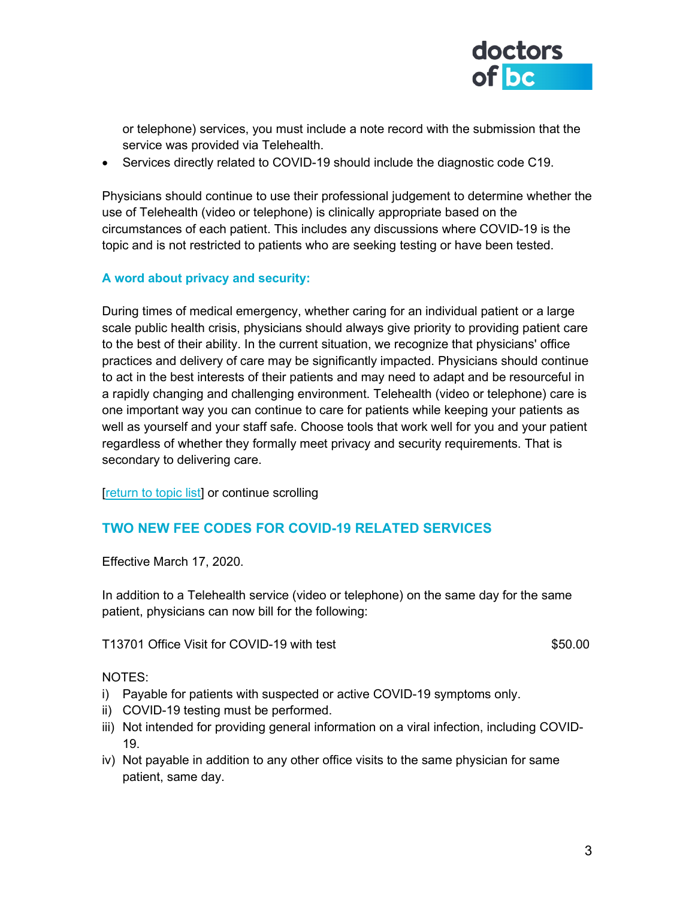or telephone) services, you must include a note record with the submission that the service was provided via Telehealth.

- Services directly related to COVID-19 should include the diagnostic code C19.

Physicians should continue to use their professional judgement to determine whether the use of Telehealth (video or telephone) is clinically appropriate based on the circumstances of each patient. This includes any discussions where COVID-19 is the topic and is not restricted to patients who are seeking testing or have been tested.

### A word about privacy and security:

During times of medical emergency, whether caring for an individual patient or a large scale public health crisis, physicians should always give priority to providing patient care to the best of their ability. In the current situation, we recognize that physicians' office practices and delivery of care may be significantly impacted. Physicians should continue to act in the best interests of their patients and may need to adapt and be resourceful in a rapidly changing and challenging environment. Telehealth (video or telephone) care is one important way you can continue to care for patients while keeping your patients as well as yourself and your staff safe. Choose tools that work well for you and your patient regardless of whether they formally meet privacy and security requirements. That is secondary to delivering care.

[return to topic list] or continue scrolling

## TWO NEW FEE CODES FOR COVID-19 RELATED SERVICES

Effective March 17, 2020.

In addition to a Telehealth service (video or telephone) on the same day for the same patient, physicians can now bill for the following:

T13701 Office Visit for COVID-19 with test $50.00

NOTES:

i) Payable for patients with suspected or active COVID-19 symptoms only.
ii) COVID-19 testing must be performed.
iii) Not intended for providing general information on a viral infection, including COVID-19.
iv) Not payable in addition to any other office visits to the same physician for same patient, same day.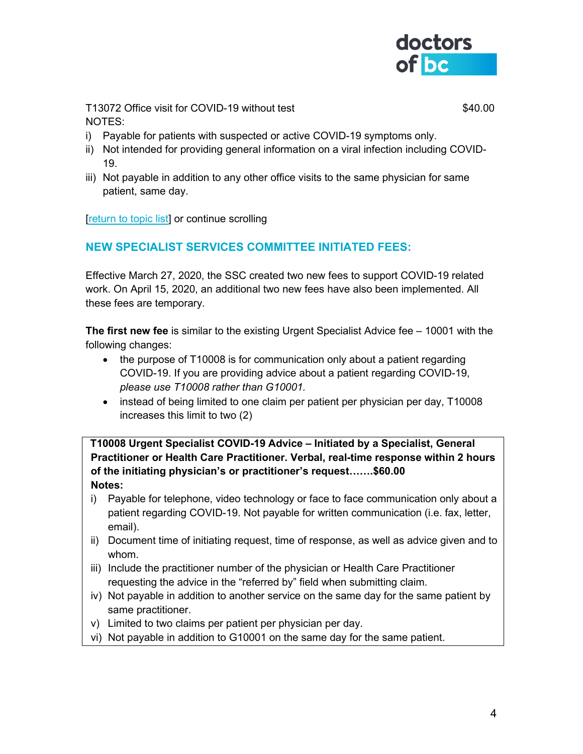T13072 Office visit for COVID-19 without test $40.00

NOTES:

i) Payable for patients with suspected or active COVID-19 symptoms only.
ii) Not intended for providing general information on a viral infection including COVID-19.
iii) Not payable in addition to any other office visits to the same physician for same patient, same day.

[return to topic list] or continue scrolling

## NEW SPECIALIST SERVICES COMMITTEE INITIATED FEES:

Effective March 27, 2020, the SSC created two new fees to support COVID-19 related work. On April 15, 2020, an additional two new fees have also been implemented. All these fees are temporary.

**The first new fee** is similar to the existing Urgent Specialist Advice fee – 10001 with the following changes:

- the purpose of T10008 is for communication only about a patient regarding COVID-19. If you are providing advice about a patient regarding COVID-19, *please use T10008 rather than G10001.*
- instead of being limited to one claim per patient per physician per day, T10008 increases this limit to two (2)

**T10008 Urgent Specialist COVID-19 Advice – Initiated by a Specialist, General Practitioner or Health Care Practitioner. Verbal, real-time response within 2 hours of the initiating physician's or practitioner's request…….$60.00**

**Notes:**

i) Payable for telephone, video technology or face to face communication only about a patient regarding COVID-19. Not payable for written communication (i.e. fax, letter, email).
ii) Document time of initiating request, time of response, as well as advice given and to whom.
iii) Include the practitioner number of the physician or Health Care Practitioner requesting the advice in the "referred by" field when submitting claim.
iv) Not payable in addition to another service on the same day for the same patient by same practitioner.
v) Limited to two claims per patient per physician per day.
vi) Not payable in addition to G10001 on the same day for the same patient.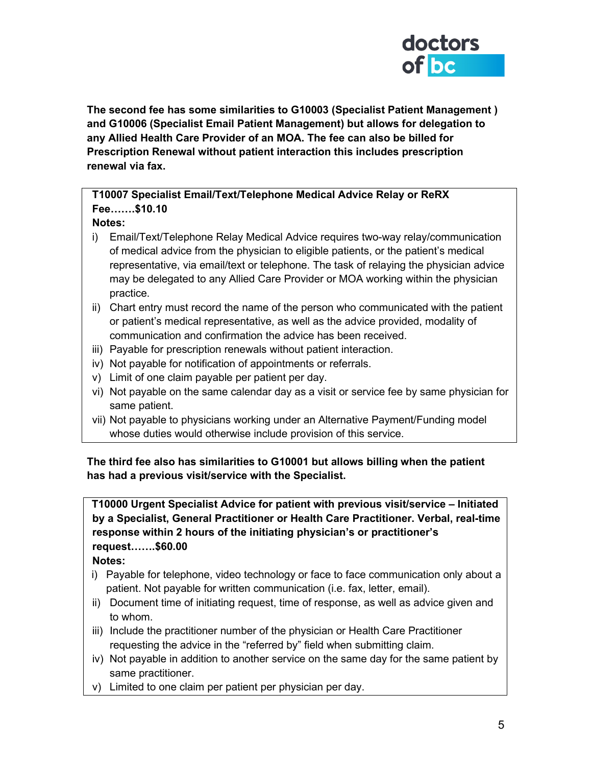**The second fee has some similarities to G10003 (Specialist Patient Management ) and G10006 (Specialist Email Patient Management) but allows for delegation to any Allied Health Care Provider of an MOA. The fee can also be billed for Prescription Renewal without patient interaction this includes prescription renewal via fax.**

**T10007 Specialist Email/Text/Telephone Medical Advice Relay or ReRX Fee…….$10.10**

**Notes:**

i) Email/Text/Telephone Relay Medical Advice requires two-way relay/communication of medical advice from the physician to eligible patients, or the patient's medical representative, via email/text or telephone. The task of relaying the physician advice may be delegated to any Allied Care Provider or MOA working within the physician practice.
ii) Chart entry must record the name of the person who communicated with the patient or patient's medical representative, as well as the advice provided, modality of communication and confirmation the advice has been received.
iii) Payable for prescription renewals without patient interaction.
iv) Not payable for notification of appointments or referrals.
v) Limit of one claim payable per patient per day.
vi) Not payable on the same calendar day as a visit or service fee by same physician for same patient.
vii) Not payable to physicians working under an Alternative Payment/Funding model whose duties would otherwise include provision of this service.

**The third fee also has similarities to G10001 but allows billing when the patient has had a previous visit/service with the Specialist.**

**T10000 Urgent Specialist Advice for patient with previous visit/service – Initiated by a Specialist, General Practitioner or Health Care Practitioner. Verbal, real-time response within 2 hours of the initiating physician's or practitioner's request…….$60.00**

**Notes:**

i) Payable for telephone, video technology or face to face communication only about a patient. Not payable for written communication (i.e. fax, letter, email).
ii) Document time of initiating request, time of response, as well as advice given and to whom.
iii) Include the practitioner number of the physician or Health Care Practitioner requesting the advice in the "referred by" field when submitting claim.
iv) Not payable in addition to another service on the same day for the same patient by same practitioner.
v) Limited to one claim per patient per physician per day.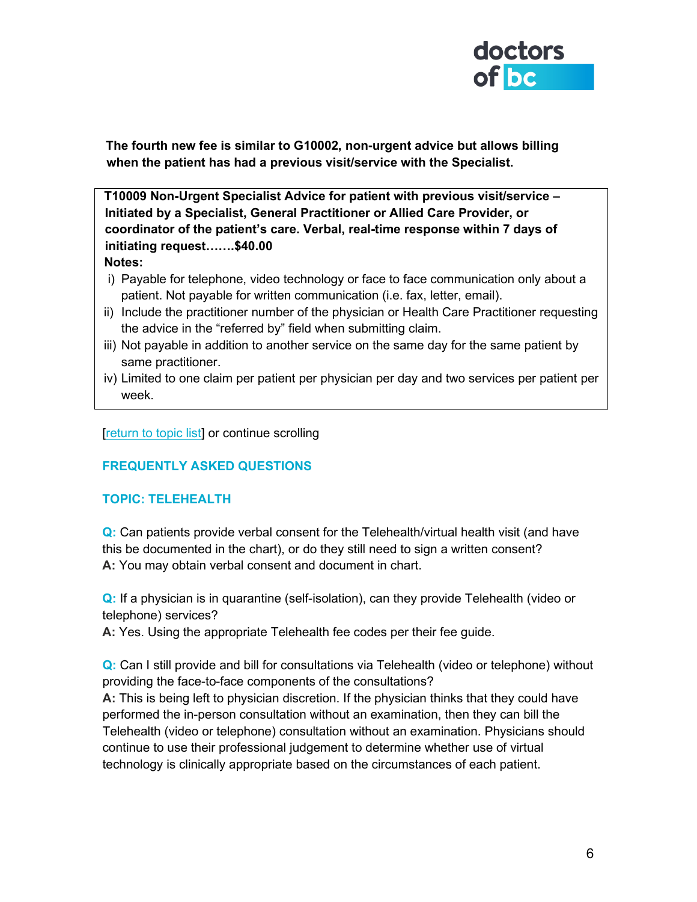**The fourth new fee is similar to G10002, non-urgent advice but allows billing when the patient has had a previous visit/service with the Specialist.**

> **T10009 Non-Urgent Specialist Advice for patient with previous visit/service – Initiated by a Specialist, General Practitioner or Allied Care Provider, or coordinator of the patient's care. Verbal, real-time response within 7 days of initiating request…….$40.00**
>
> **Notes:**
>
> i) Payable for telephone, video technology or face to face communication only about a patient. Not payable for written communication (i.e. fax, letter, email).
>
> ii) Include the practitioner number of the physician or Health Care Practitioner requesting the advice in the "referred by" field when submitting claim.
>
> iii) Not payable in addition to another service on the same day for the same patient by same practitioner.
>
> iv) Limited to one claim per patient per physician per day and two services per patient per week.

[return to topic list] or continue scrolling

## FREQUENTLY ASKED QUESTIONS

### TOPIC: TELEHEALTH

**Q:** Can patients provide verbal consent for the Telehealth/virtual health visit (and have this be documented in the chart), or do they still need to sign a written consent?
**A:** You may obtain verbal consent and document in chart.

**Q:** If a physician is in quarantine (self-isolation), can they provide Telehealth (video or telephone) services?
**A:** Yes. Using the appropriate Telehealth fee codes per their fee guide.

**Q:** Can I still provide and bill for consultations via Telehealth (video or telephone) without providing the face-to-face components of the consultations?
**A:** This is being left to physician discretion. If the physician thinks that they could have performed the in-person consultation without an examination, then they can bill the Telehealth (video or telephone) consultation without an examination. Physicians should continue to use their professional judgement to determine whether use of virtual technology is clinically appropriate based on the circumstances of each patient.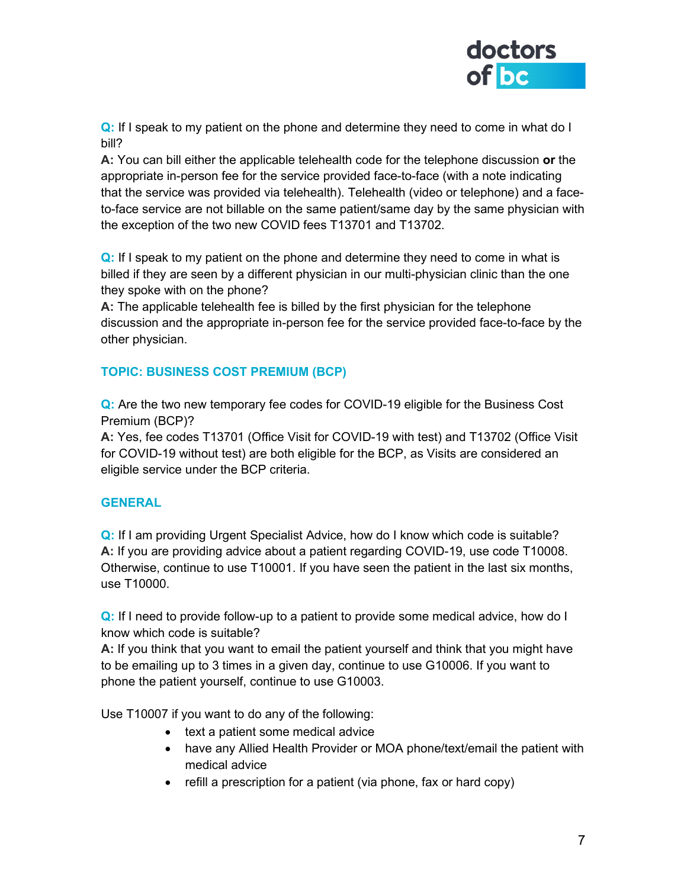**Q:** If I speak to my patient on the phone and determine they need to come in what do I bill?
**A:** You can bill either the applicable telehealth code for the telephone discussion **or** the appropriate in-person fee for the service provided face-to-face (with a note indicating that the service was provided via telehealth). Telehealth (video or telephone) and a face-to-face service are not billable on the same patient/same day by the same physician with the exception of the two new COVID fees T13701 and T13702.

**Q:** If I speak to my patient on the phone and determine they need to come in what is billed if they are seen by a different physician in our multi-physician clinic than the one they spoke with on the phone?
**A:** The applicable telehealth fee is billed by the first physician for the telephone discussion and the appropriate in-person fee for the service provided face-to-face by the other physician.

## TOPIC: BUSINESS COST PREMIUM (BCP)

**Q:** Are the two new temporary fee codes for COVID-19 eligible for the Business Cost Premium (BCP)?
**A:** Yes, fee codes T13701 (Office Visit for COVID-19 with test) and T13702 (Office Visit for COVID-19 without test) are both eligible for the BCP, as Visits are considered an eligible service under the BCP criteria.

## GENERAL

**Q:** If I am providing Urgent Specialist Advice, how do I know which code is suitable?
**A:** If you are providing advice about a patient regarding COVID-19, use code T10008. Otherwise, continue to use T10001. If you have seen the patient in the last six months, use T10000.

**Q:** If I need to provide follow-up to a patient to provide some medical advice, how do I know which code is suitable?
**A:** If you think that you want to email the patient yourself and think that you might have to be emailing up to 3 times in a given day, continue to use G10006. If you want to phone the patient yourself, continue to use G10003.

Use T10007 if you want to do any of the following:

- text a patient some medical advice
- have any Allied Health Provider or MOA phone/text/email the patient with medical advice
- refill a prescription for a patient (via phone, fax or hard copy)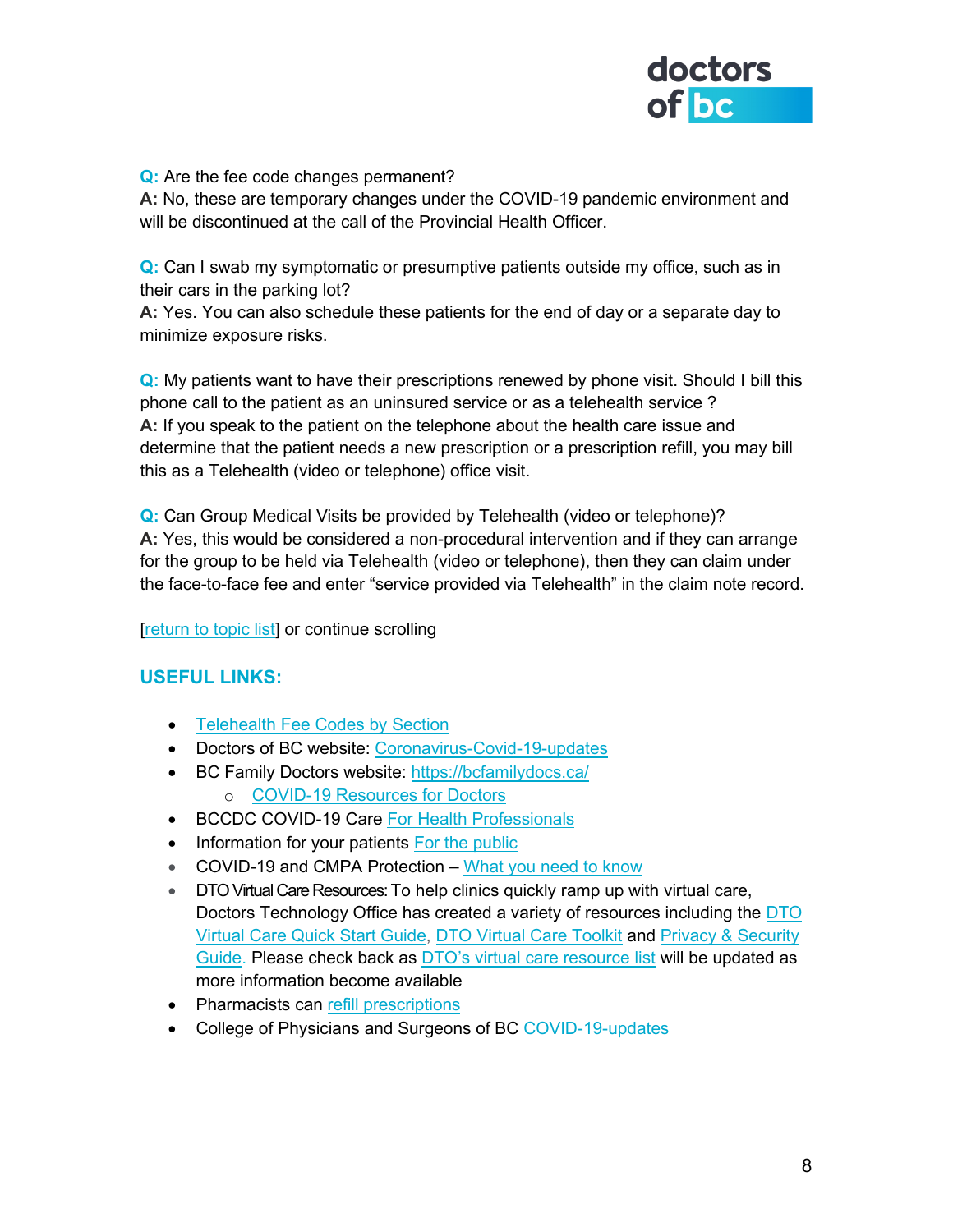**Q:** Are the fee code changes permanent?
**A:** No, these are temporary changes under the COVID-19 pandemic environment and will be discontinued at the call of the Provincial Health Officer.

**Q:** Can I swab my symptomatic or presumptive patients outside my office, such as in their cars in the parking lot?
**A:** Yes. You can also schedule these patients for the end of day or a separate day to minimize exposure risks.

**Q:** My patients want to have their prescriptions renewed by phone visit. Should I bill this phone call to the patient as an uninsured service or as a telehealth service ?
**A:** If you speak to the patient on the telephone about the health care issue and determine that the patient needs a new prescription or a prescription refill, you may bill this as a Telehealth (video or telephone) office visit.

**Q:** Can Group Medical Visits be provided by Telehealth (video or telephone)?
**A:** Yes, this would be considered a non-procedural intervention and if they can arrange for the group to be held via Telehealth (video or telephone), then they can claim under the face-to-face fee and enter "service provided via Telehealth" in the claim note record.

[return to topic list] or continue scrolling

## USEFUL LINKS:

- Telehealth Fee Codes by Section
- Doctors of BC website: Coronavirus-Covid-19-updates
- BC Family Doctors website: https://bcfamilydocs.ca/
  - COVID-19 Resources for Doctors
- BCCDC COVID-19 Care For Health Professionals
- Information for your patients For the public
- COVID-19 and CMPA Protection – What you need to know
- DTO Virtual Care Resources: To help clinics quickly ramp up with virtual care, Doctors Technology Office has created a variety of resources including the DTO Virtual Care Quick Start Guide, DTO Virtual Care Toolkit and Privacy & Security Guide. Please check back as DTO's virtual care resource list will be updated as more information become available
- Pharmacists can refill prescriptions
- College of Physicians and Surgeons of BC COVID-19-updates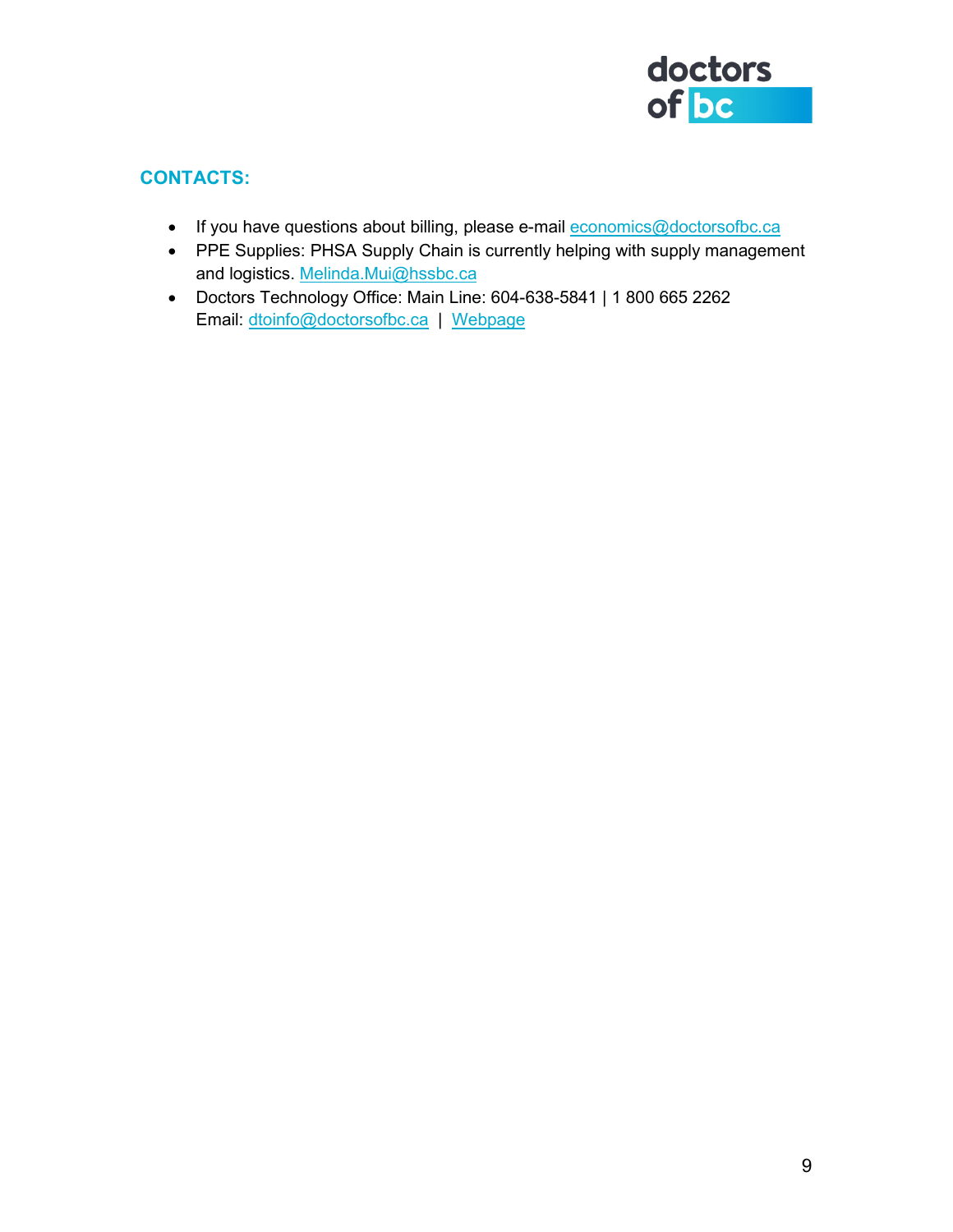## CONTACTS:

- If you have questions about billing, please e-mail economics@doctorsofbc.ca
- PPE Supplies: PHSA Supply Chain is currently helping with supply management and logistics. Melinda.Mui@hssbc.ca
- Doctors Technology Office: Main Line: 604-638-5841 | 1 800 665 2262
  Email: dtoinfo@doctorsofbc.ca | Webpage